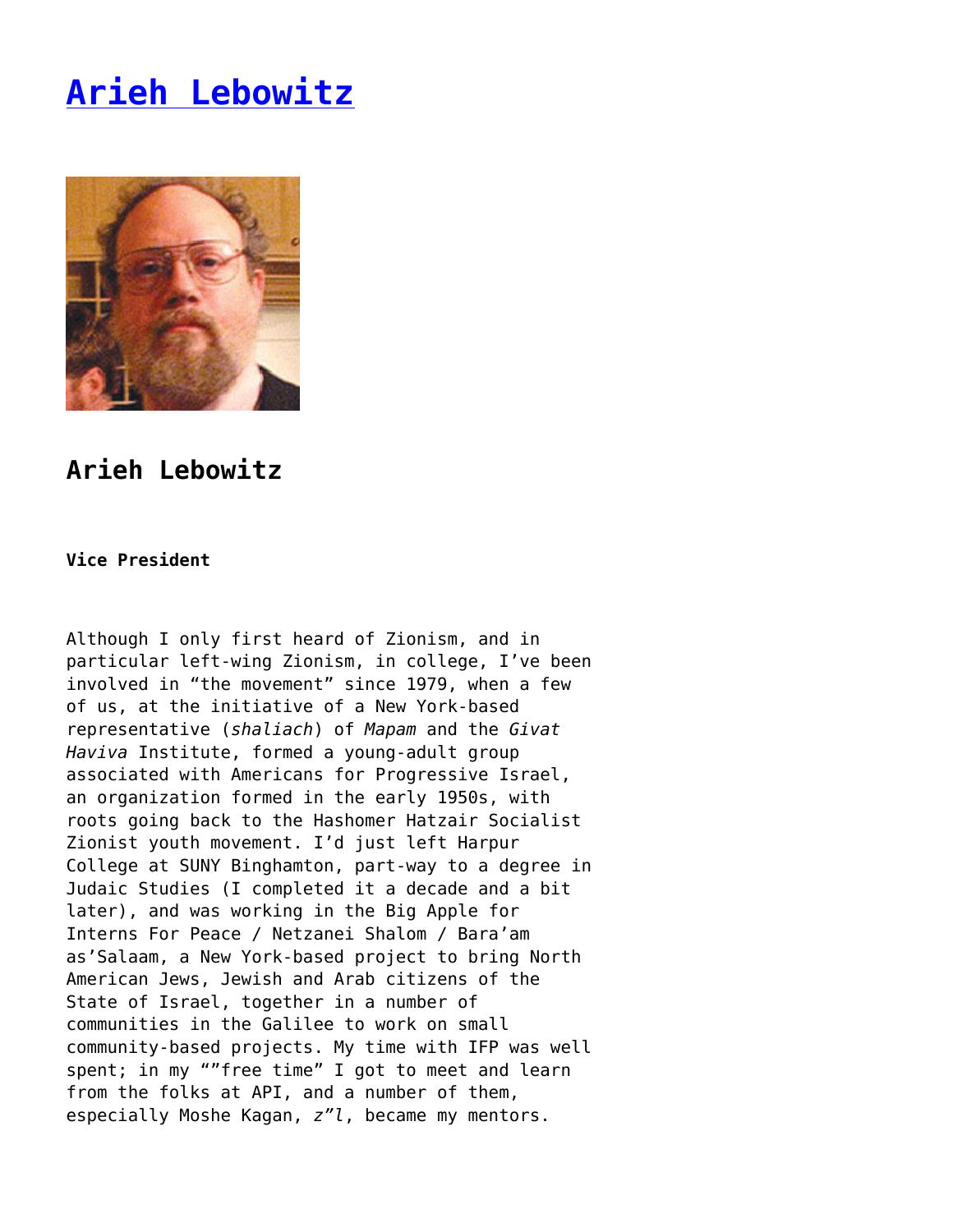# [Arieh Lebowitz]()

## Arieh Lebowitz

**Vice President**

Although I only first heard of Zionism, and in particular left-wing Zionism, in college, I've been involved in "the movement" since 1979, when a few of us, at the initiative of a New York-based representative (*shaliach*) of *Mapam* and the *Givat Haviva* Institute, formed a young-adult group associated with Americans for Progressive Israel, an organization formed in the early 1950s, with roots going back to the Hashomer Hatzair Socialist Zionist youth movement. I'd just left Harpur College at SUNY Binghamton, part-way to a degree in Judaic Studies (I completed it a decade and a bit later), and was working in the Big Apple for Interns For Peace / Netzanei Shalom / Bara'am as'Salaam, a New York-based project to bring North American Jews, Jewish and Arab citizens of the State of Israel, together in a number of communities in the Galilee to work on small community-based projects. My time with IFP was well spent; in my ""free time" I got to meet and learn from the folks at API, and a number of them, especially Moshe Kagan, *z"l*, became my mentors.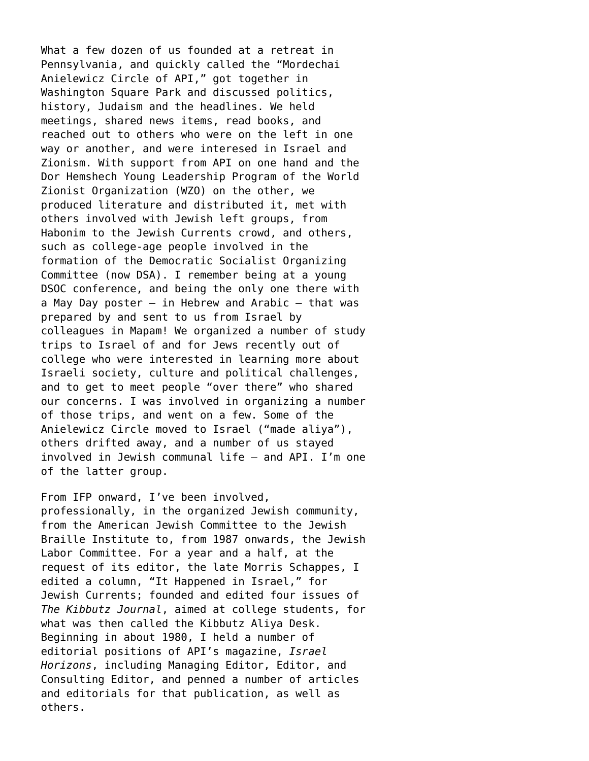What a few dozen of us founded at a retreat in Pennsylvania, and quickly called the "Mordechai Anielewicz Circle of API," got together in Washington Square Park and discussed politics, history, Judaism and the headlines. We held meetings, shared news items, read books, and reached out to others who were on the left in one way or another, and were interesed in Israel and Zionism. With support from API on one hand and the Dor Hemshech Young Leadership Program of the World Zionist Organization (WZO) on the other, we produced literature and distributed it, met with others involved with Jewish left groups, from Habonim to the Jewish Currents crowd, and others, such as college-age people involved in the formation of the Democratic Socialist Organizing Committee (now DSA). I remember being at a young DSOC conference, and being the only one there with a May Day poster – in Hebrew and Arabic – that was prepared by and sent to us from Israel by colleagues in Mapam! We organized a number of study trips to Israel of and for Jews recently out of college who were interested in learning more about Israeli society, culture and political challenges, and to get to meet people "over there" who shared our concerns. I was involved in organizing a number of those trips, and went on a few. Some of the Anielewicz Circle moved to Israel ("made aliya"), others drifted away, and a number of us stayed involved in Jewish communal life – and API. I'm one of the latter group.

From IFP onward, I've been involved, professionally, in the organized Jewish community, from the American Jewish Committee to the Jewish Braille Institute to, from 1987 onwards, the Jewish Labor Committee. For a year and a half, at the request of its editor, the late Morris Schappes, I edited a column, "It Happened in Israel," for Jewish Currents; founded and edited four issues of *The Kibbutz Journal*, aimed at college students, for what was then called the Kibbutz Aliya Desk. Beginning in about 1980, I held a number of editorial positions of API's magazine, *Israel Horizons*, including Managing Editor, Editor, and Consulting Editor, and penned a number of articles and editorials for that publication, as well as others.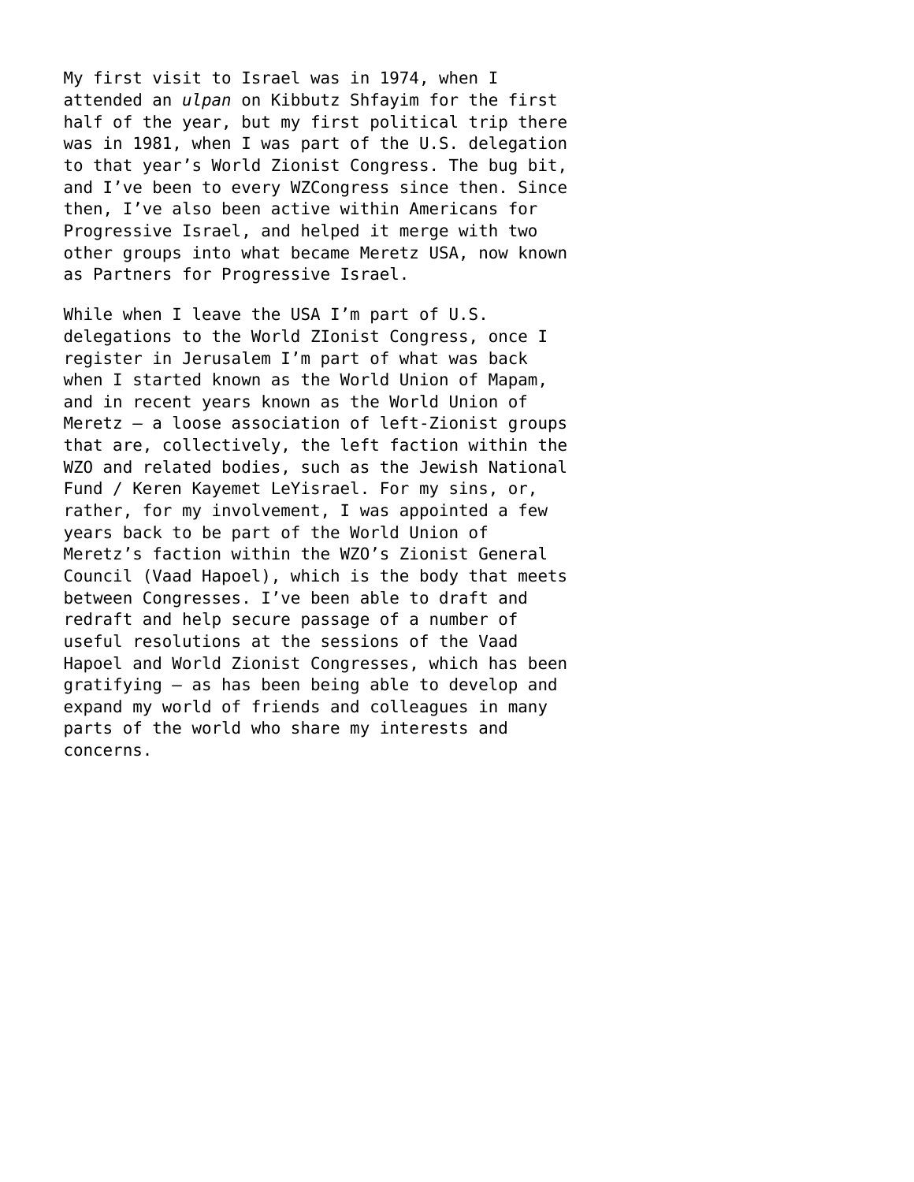My first visit to Israel was in 1974, when I attended an *ulpan* on Kibbutz Shfayim for the first half of the year, but my first political trip there was in 1981, when I was part of the U.S. delegation to that year's World Zionist Congress. The bug bit, and I've been to every WZCongress since then. Since then, I've also been active within Americans for Progressive Israel, and helped it merge with two other groups into what became Meretz USA, now known as Partners for Progressive Israel.

While when I leave the USA I'm part of U.S. delegations to the World ZIonist Congress, once I register in Jerusalem I'm part of what was back when I started known as the World Union of Mapam, and in recent years known as the World Union of Meretz – a loose association of left-Zionist groups that are, collectively, the left faction within the WZO and related bodies, such as the Jewish National Fund / Keren Kayemet LeYisrael. For my sins, or, rather, for my involvement, I was appointed a few years back to be part of the World Union of Meretz's faction within the WZO's Zionist General Council (Vaad Hapoel), which is the body that meets between Congresses. I've been able to draft and redraft and help secure passage of a number of useful resolutions at the sessions of the Vaad Hapoel and World Zionist Congresses, which has been gratifying – as has been being able to develop and expand my world of friends and colleagues in many parts of the world who share my interests and concerns.